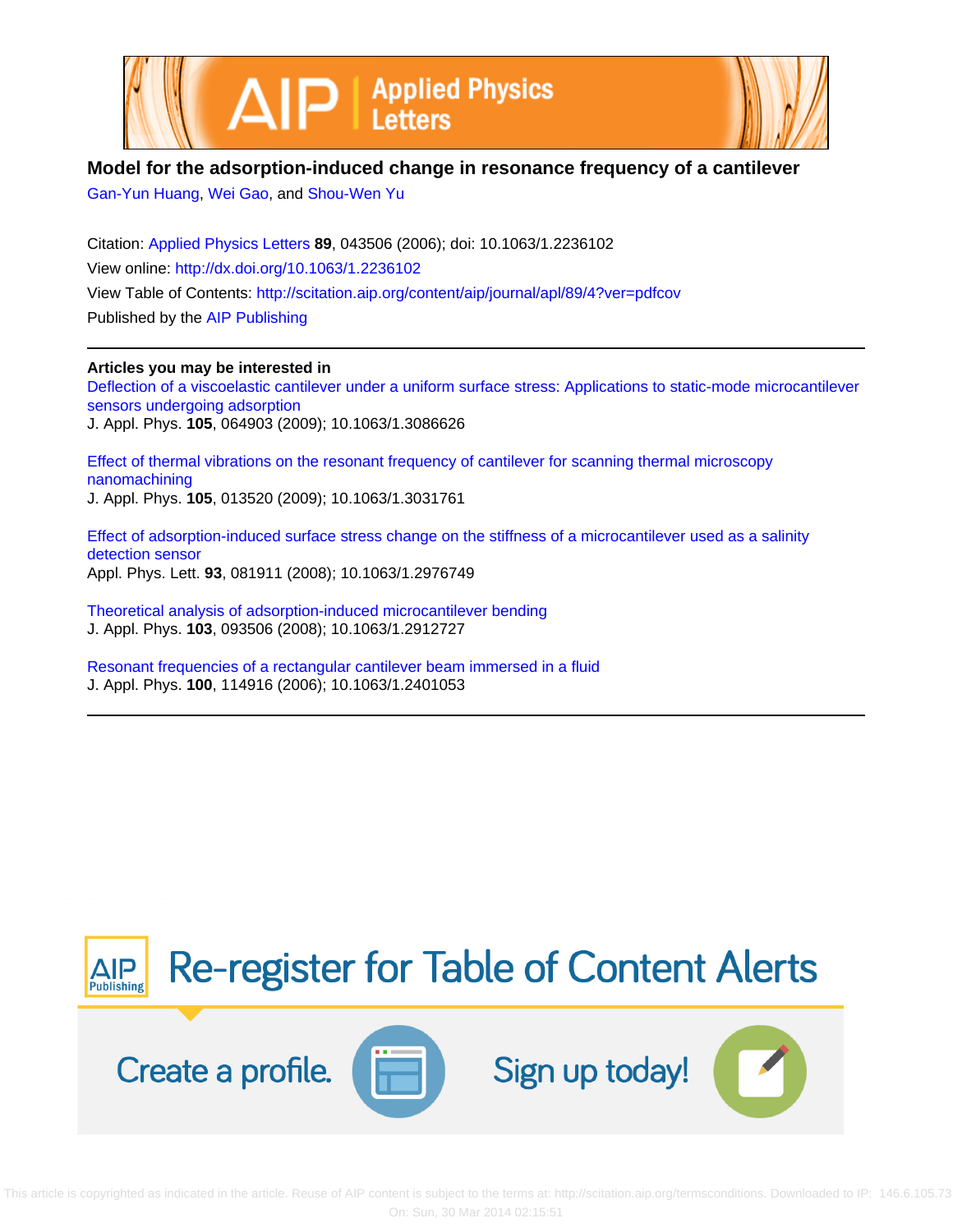# Model for the adsorption-induced change in resonance frequency of a cantilever

Gan-Yun Huang, Wei Gao, and Shou-Wen Yu

Citation: Applied Physics Letters **89**, 043506 (2006); doi: 10.1063/1.2236102

View online: http://dx.doi.org/10.1063/1.2236102

View Table of Contents: http://scitation.aip.org/content/aip/journal/apl/89/4?ver=pdfcov

Published by the AIP Publishing

---

**Articles you may be interested in**

Deflection of a viscoelastic cantilever under a uniform surface stress: Applications to static-mode microcantilever sensors undergoing adsorption
J. Appl. Phys. **105**, 064903 (2009); 10.1063/1.3086626

Effect of thermal vibrations on the resonant frequency of cantilever for scanning thermal microscopy nanomachining
J. Appl. Phys. **105**, 013520 (2009); 10.1063/1.3031761

Effect of adsorption-induced surface stress change on the stiffness of a microcantilever used as a salinity detection sensor
Appl. Phys. Lett. **93**, 081911 (2008); 10.1063/1.2976749

Theoretical analysis of adsorption-induced microcantilever bending
J. Appl. Phys. **103**, 093506 (2008); 10.1063/1.2912727

Resonant frequencies of a rectangular cantilever beam immersed in a fluid
J. Appl. Phys. **100**, 114916 (2006); 10.1063/1.2401053

---

Re-register for Table of Content Alerts

Create a profile. Sign up today!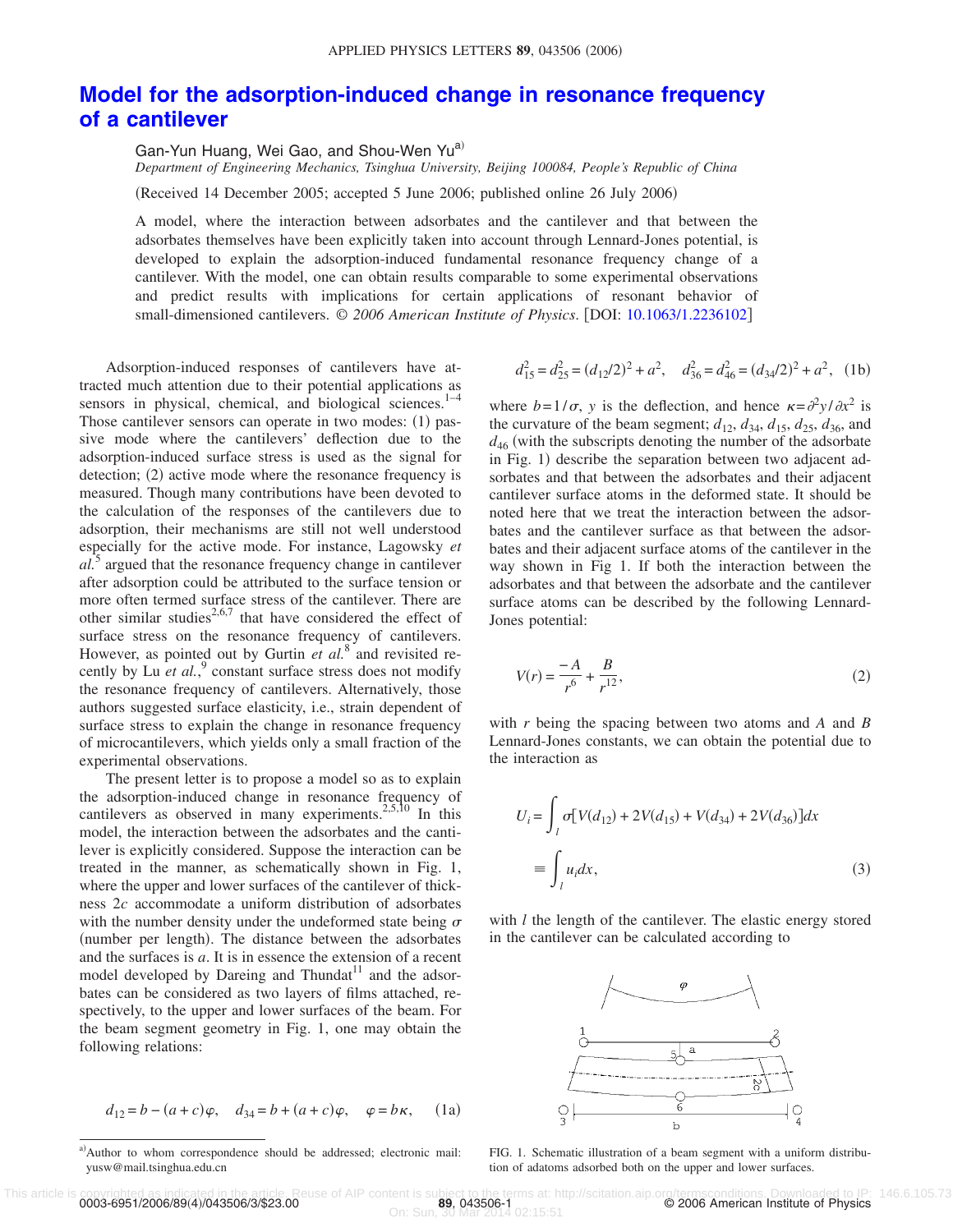# Model for the adsorption-induced change in resonance frequency of a cantilever

Gan-Yun Huang, Wei Gao, and Shou-Wen Yu[a]

*Department of Engineering Mechanics, Tsinghua University, Beijing 100084, People's Republic of China*

(Received 14 December 2005; accepted 5 June 2006; published online 26 July 2006)

A model, where the interaction between adsorbates and the cantilever and that between the adsorbates themselves have been explicitly taken into account through Lennard-Jones potential, is developed to explain the adsorption-induced fundamental resonance frequency change of a cantilever. With the model, one can obtain results comparable to some experimental observations and predict results with implications for certain applications of resonant behavior of small-dimensioned cantilevers. *© 2006 American Institute of Physics.* [DOI: 10.1063/1.2236102]

Adsorption-induced responses of cantilevers have attracted much attention due to their potential applications as sensors in physical, chemical, and biological sciences.[1–4] Those cantilever sensors can operate in two modes: (1) passive mode where the cantilevers' deflection due to the adsorption-induced surface stress is used as the signal for detection; (2) active mode where the resonance frequency is measured. Though many contributions have been devoted to the calculation of the responses of the cantilevers due to adsorption, their mechanisms are still not well understood especially for the active mode. For instance, Lagowsky *et al.*[5] argued that the resonance frequency change in cantilever after adsorption could be attributed to the surface tension or more often termed surface stress of the cantilever. There are other similar studies[2,6,7] that have considered the effect of surface stress on the resonance frequency of cantilevers. However, as pointed out by Gurtin *et al.*[8] and revisited recently by Lu *et al.*,[9] constant surface stress does not modify the resonance frequency of cantilevers. Alternatively, those authors suggested surface elasticity, i.e., strain dependent of surface stress to explain the change in resonance frequency of microcantilevers, which yields only a small fraction of the experimental observations.

The present letter is to propose a model so as to explain the adsorption-induced change in resonance frequency of cantilevers as observed in many experiments.[2,5,10] In this model, the interaction between the adsorbates and the cantilever is explicitly considered. Suppose the interaction can be treated in the manner, as schematically shown in Fig. 1, where the upper and lower surfaces of the cantilever of thickness $2c$ accommodate a uniform distribution of adsorbates with the number density under the undeformed state being $\sigma$ (number per length). The distance between the adsorbates and the surfaces is $a$. It is in essence the extension of a recent model developed by Dareing and Thundat[11] and the adsorbates can be considered as two layers of films attached, respectively, to the upper and lower surfaces of the beam. For the beam segment geometry in Fig. 1, one may obtain the following relations:

$$d_{12} = b - (a+c)\varphi, \quad d_{34} = b + (a+c)\varphi, \quad \varphi = b\kappa, \tag{1a}$$

$$d_{15}^2 = d_{25}^2 = (d_{12}/2)^2 + a^2, \quad d_{36}^2 = d_{46}^2 = (d_{34}/2)^2 + a^2, \tag{1b}$$

where $b = 1/\sigma$, $y$ is the deflection, and hence $\kappa = \partial^2 y/\partial x^2$ is the curvature of the beam segment; $d_{12}$, $d_{34}$, $d_{15}$, $d_{25}$, $d_{36}$, and $d_{46}$ (with the subscripts denoting the number of the adsorbate in Fig. 1) describe the separation between two adjacent adsorbates and that between the adsorbates and their adjacent cantilever surface atoms in the deformed state. It should be noted here that we treat the interaction between the adsorbates and the cantilever surface as that between the adsorbates and their adjacent surface atoms of the cantilever in the way shown in Fig 1. If both the interaction between the adsorbates and that between the adsorbate and the cantilever surface atoms can be described by the following Lennard-Jones potential:

$$V(r) = \frac{-A}{r^6} + \frac{B}{r^{12}}, \tag{2}$$

with $r$ being the spacing between two atoms and $A$ and $B$ Lennard-Jones constants, we can obtain the potential due to the interaction as

$$U_i = \int_l \sigma[V(d_{12}) + 2V(d_{15}) + V(d_{34}) + 2V(d_{36})]dx \equiv \int_l u_i dx, \tag{3}$$

with $l$ the length of the cantilever. The elastic energy stored in the cantilever can be calculated according to

FIG. 1. Schematic illustration of a beam segment with a uniform distribution of adatoms adsorbed both on the upper and lower surfaces.

[a]Author to whom correspondence should be addressed; electronic mail: yusw@mail.tsinghua.edu.cn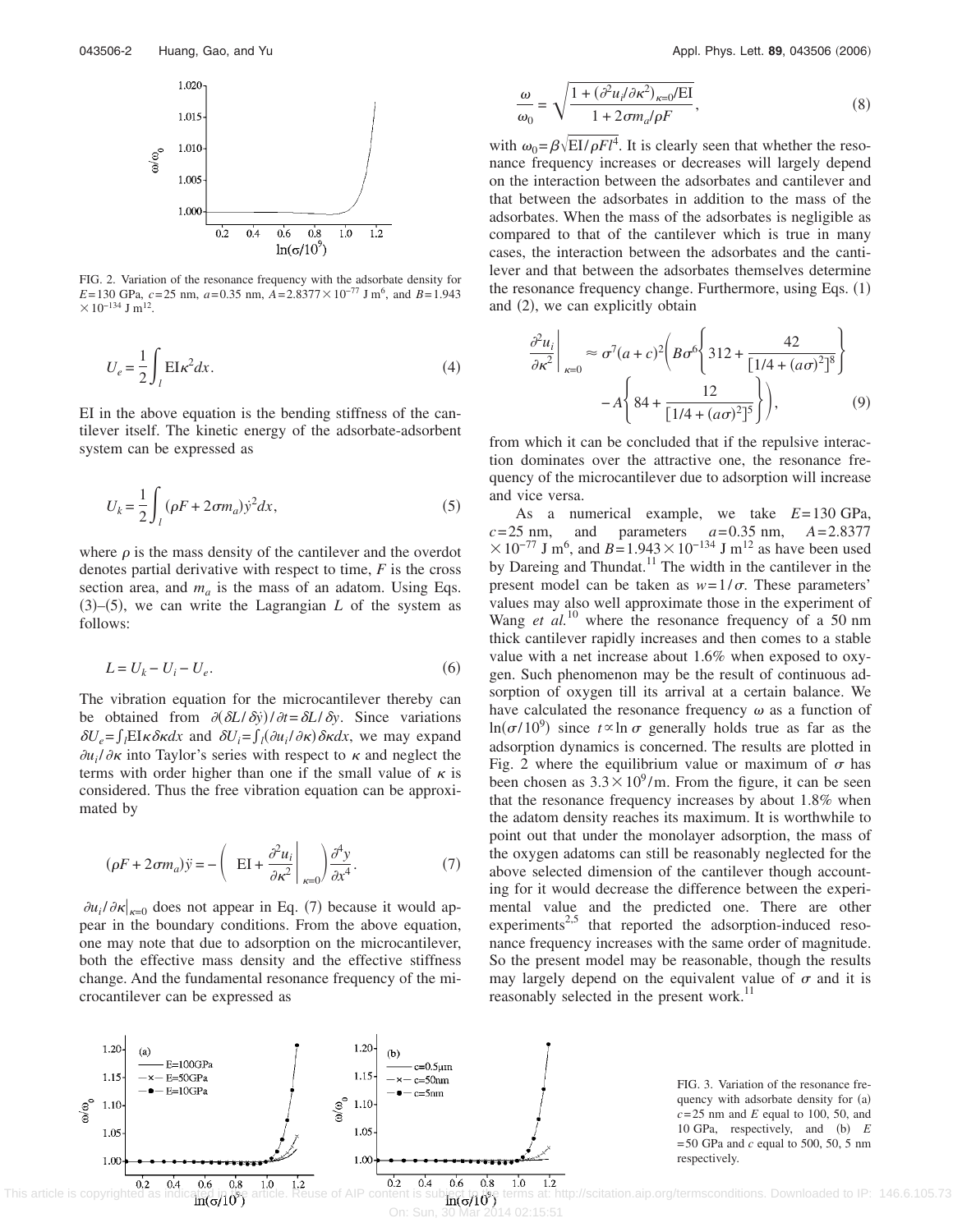FIG. 2. Variation of the resonance frequency with the adsorbate density for $E=130$ GPa, $c=25$ nm, $a=0.35$ nm, $A=2.8377\times10^{-77}$ J m$^6$, and $B=1.943\times10^{-134}$ J m$^{12}$.

$$U_e = \frac{1}{2}\int_l \mathrm{EI}\kappa^2 dx. \tag{4}$$

EI in the above equation is the bending stiffness of the cantilever itself. The kinetic energy of the adsorbate-adsorbent system can be expressed as

$$U_k = \frac{1}{2}\int_l (\rho F + 2\sigma m_a)\dot{y}^2 dx, \tag{5}$$

where $\rho$ is the mass density of the cantilever and the overdot denotes partial derivative with respect to time, $F$ is the cross section area, and $m_a$ is the mass of an adatom. Using Eqs. (3)–(5), we can write the Lagrangian $L$ of the system as follows:

$$L = U_k - U_i - U_e. \tag{6}$$

The vibration equation for the microcantilever thereby can be obtained from $\partial(\delta L/\delta\dot{y})/\partial t = \delta L/\delta y$. Since variations $\delta U_e = \int_l \mathrm{EI}\kappa\delta\kappa dx$ and $\delta U_i = \int_l (\partial u_i/\partial\kappa)\delta\kappa dx$, we may expand $\partial u_i/\partial\kappa$ into Taylor's series with respect to $\kappa$ and neglect the terms with order higher than one if the small value of $\kappa$ is considered. Thus the free vibration equation can be approximated by

$$(\rho F + 2\sigma m_a)\ddot{y} = -\left(\mathrm{EI} + \left.\frac{\partial^2 u_i}{\partial\kappa^2}\right|_{\kappa=0}\right)\frac{\partial^4 y}{\partial x^4}. \tag{7}$$

$\partial u_i/\partial\kappa|_{\kappa=0}$ does not appear in Eq. (7) because it would appear in the boundary conditions. From the above equation, one may note that due to adsorption on the microcantilever, both the effective mass density and the effective stiffness change. And the fundamental resonance frequency of the microcantilever can be expressed as

$$\frac{\omega}{\omega_0} = \sqrt{\frac{1 + (\partial^2 u_i/\partial\kappa^2)_{\kappa=0}/\mathrm{EI}}{1 + 2\sigma m_a/\rho F}}, \tag{8}$$

with $\omega_0 = \beta\sqrt{\mathrm{EI}/\rho F l^4}$. It is clearly seen that whether the resonance frequency increases or decreases will largely depend on the interaction between the adsorbates and cantilever and that between the adsorbates in addition to the mass of the adsorbates. When the mass of the adsorbates is negligible as compared to that of the cantilever which is true in many cases, the interaction between the adsorbates and the cantilever and that between the adsorbates themselves determine the resonance frequency change. Furthermore, using Eqs. (1) and (2), we can explicitly obtain

$$\left.\frac{\partial^2 u_i}{\partial\kappa^2}\right|_{\kappa=0} \approx \sigma^7(a+c)^2\left(B\sigma^6\left\{312 + \frac{42}{[1/4+(a\sigma)^2]^8}\right\} - A\left\{84 + \frac{12}{[1/4+(a\sigma)^2]^5}\right\}\right), \tag{9}$$

from which it can be concluded that if the repulsive interaction dominates over the attractive one, the resonance frequency of the microcantilever due to adsorption will increase and vice versa.

As a numerical example, we take $E=130$ GPa, $c=25$ nm, and parameters $a=0.35$ nm, $A=2.8377\times10^{-77}$ J m$^6$, and $B=1.943\times10^{-134}$ J m$^{12}$ as have been used by Dareing and Thundat.[11] The width in the cantilever in the present model can be taken as $w=1/\sigma$. These parameters' values may also well approximate those in the experiment of Wang *et al.*[10] where the resonance frequency of a 50 nm thick cantilever rapidly increases and then comes to a stable value with a net increase about 1.6% when exposed to oxygen. Such phenomenon may be the result of continuous adsorption of oxygen till its arrival at a certain balance. We have calculated the resonance frequency $\omega$ as a function of $\ln(\sigma/10^9)$ since $t\propto\ln\sigma$ generally holds true as far as the adsorption dynamics is concerned. The results are plotted in Fig. 2 where the equilibrium value or maximum of $\sigma$ has been chosen as $3.3\times10^9$/m. From the figure, it can be seen that the resonance frequency increases by about 1.8% when the adatom density reaches its maximum. It is worthwhile to point out that under the monolayer adsorption, the mass of the oxygen adatoms can still be reasonably neglected for the above selected dimension of the cantilever though accounting for it would decrease the difference between the experimental value and the predicted one. There are other experiments[2,5] that reported the adsorption-induced resonance frequency increases with the same order of magnitude. So the present model may be reasonable, though the results may largely depend on the equivalent value of $\sigma$ and it is reasonably selected in the present work.[11]

FIG. 3. Variation of the resonance frequency with adsorbate density for (a) $c=25$ nm and $E$ equal to 100, 50, and 10 GPa, respectively, and (b) $E=50$ GPa and $c$ equal to 500, 50, 5 nm respectively.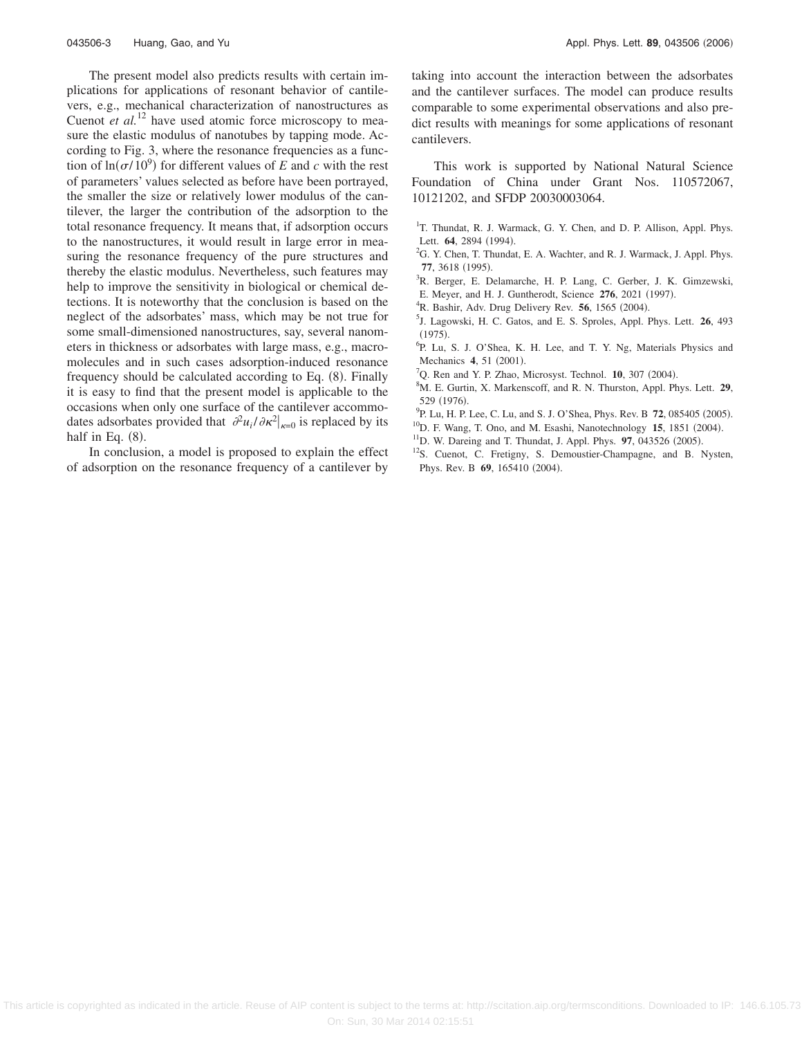The present model also predicts results with certain implications for applications of resonant behavior of cantilevers, e.g., mechanical characterization of nanostructures as Cuenot *et al.*[12] have used atomic force microscopy to measure the elastic modulus of nanotubes by tapping mode. According to Fig. 3, where the resonance frequencies as a function of $\ln(\sigma/10^9)$ for different values of $E$ and $c$ with the rest of parameters' values selected as before have been portrayed, the smaller the size or relatively lower modulus of the cantilever, the larger the contribution of the adsorption to the total resonance frequency. It means that, if adsorption occurs to the nanostructures, it would result in large error in measuring the resonance frequency of the pure structures and thereby the elastic modulus. Nevertheless, such features may help to improve the sensitivity in biological or chemical detections. It is noteworthy that the conclusion is based on the neglect of the adsorbates' mass, which may be not true for some small-dimensioned nanostructures, say, several nanometers in thickness or adsorbates with large mass, e.g., macromolecules and in such cases adsorption-induced resonance frequency should be calculated according to Eq. (8). Finally it is easy to find that the present model is applicable to the occasions when only one surface of the cantilever accommodates adsorbates provided that $\partial^2 u_i/\partial\kappa^2|_{\kappa=0}$ is replaced by its half in Eq. (8).

In conclusion, a model is proposed to explain the effect of adsorption on the resonance frequency of a cantilever by taking into account the interaction between the adsorbates and the cantilever surfaces. The model can produce results comparable to some experimental observations and also predict results with meanings for some applications of resonant cantilevers.

This work is supported by National Natural Science Foundation of China under Grant Nos. 110572067, 10121202, and SFDP 20030003064.

[1] T. Thundat, R. J. Warmack, G. Y. Chen, and D. P. Allison, Appl. Phys. Lett. **64**, 2894 (1994).

[2] G. Y. Chen, T. Thundat, E. A. Wachter, and R. J. Warmack, J. Appl. Phys. **77**, 3618 (1995).

[3] R. Berger, E. Delamarche, H. P. Lang, C. Gerber, J. K. Gimzewski, E. Meyer, and H. J. Guntherodt, Science **276**, 2021 (1997).

[4] R. Bashir, Adv. Drug Delivery Rev. **56**, 1565 (2004).

[5] J. Lagowski, H. C. Gatos, and E. S. Sproles, Appl. Phys. Lett. **26**, 493 (1975).

[6] P. Lu, S. J. O'Shea, K. H. Lee, and T. Y. Ng, Materials Physics and Mechanics **4**, 51 (2001).

[7] Q. Ren and Y. P. Zhao, Microsyst. Technol. **10**, 307 (2004).

[8] M. E. Gurtin, X. Markenscoff, and R. N. Thurston, Appl. Phys. Lett. **29**, 529 (1976).

[9] P. Lu, H. P. Lee, C. Lu, and S. J. O'Shea, Phys. Rev. B **72**, 085405 (2005).

[10] D. F. Wang, T. Ono, and M. Esashi, Nanotechnology **15**, 1851 (2004).

[11] D. W. Dareing and T. Thundat, J. Appl. Phys. **97**, 043526 (2005).

[12] S. Cuenot, C. Fretigny, S. Demoustier-Champagne, and B. Nysten, Phys. Rev. B **69**, 165410 (2004).